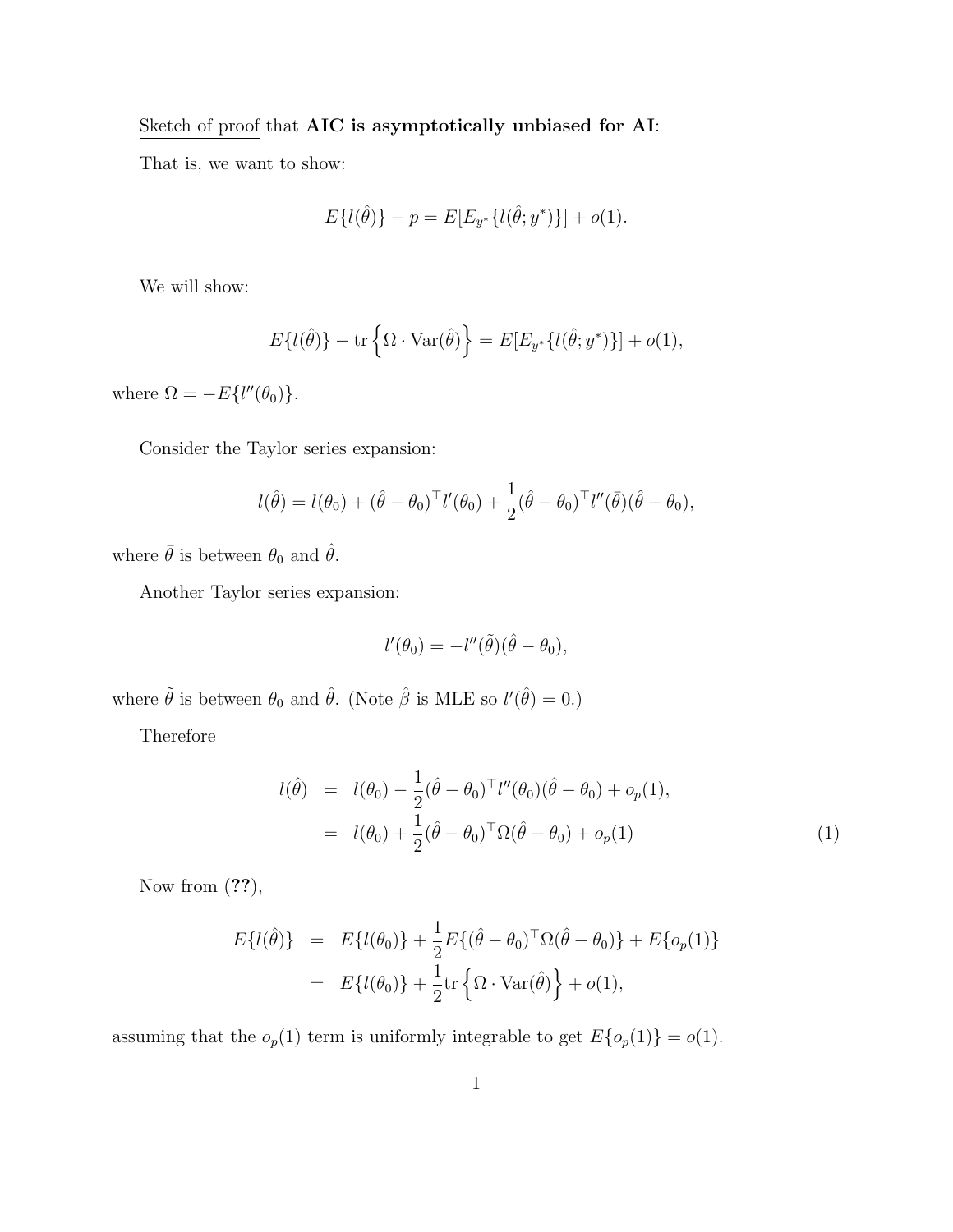Sketch of proof that **AIC is asymptotically unbiased for AI**:

That is, we want to show:

$$E\{l(\hat{\theta})\} - p = E[E_{y^*}\{l(\hat{\theta}; y^*)\}] + o(1).$$

We will show:

$$E\{l(\hat{\theta})\} - \text{tr}\left\{\Omega \cdot \text{Var}(\hat{\theta})\right\} = E[E_{y^*}\{l(\hat{\theta}; y^*)\}] + o(1),$$

where $\Omega = -E\{l''(\theta_0)\}$.

Consider the Taylor series expansion:

$$l(\hat{\theta}) = l(\theta_0) + (\hat{\theta} - \theta_0)^\top l'(\theta_0) + \frac{1}{2}(\hat{\theta} - \theta_0)^\top l''(\bar{\theta})(\hat{\theta} - \theta_0),$$

where $\bar{\theta}$ is between $\theta_0$ and $\hat{\theta}$.

Another Taylor series expansion:

$$l'(\theta_0) = -l''(\tilde{\theta})(\hat{\theta} - \theta_0),$$

where $\tilde{\theta}$ is between $\theta_0$ and $\hat{\theta}$. (Note $\hat{\beta}$ is MLE so $l'(\hat{\theta}) = 0$.)

Therefore

$$\begin{aligned} l(\hat{\theta}) &= l(\theta_0) - \frac{1}{2}(\hat{\theta} - \theta_0)^\top l''(\theta_0)(\hat{\theta} - \theta_0) + o_p(1), \\ &= l(\theta_0) + \frac{1}{2}(\hat{\theta} - \theta_0)^\top \Omega(\hat{\theta} - \theta_0) + o_p(1) \qquad (1) \end{aligned}$$

Now from (**??**),

$$\begin{aligned} E\{l(\hat{\theta})\} &= E\{l(\theta_0)\} + \frac{1}{2}E\{(\hat{\theta} - \theta_0)^\top \Omega(\hat{\theta} - \theta_0)\} + E\{o_p(1)\} \\ &= E\{l(\theta_0)\} + \frac{1}{2}\text{tr}\left\{\Omega \cdot \text{Var}(\hat{\theta})\right\} + o(1), \end{aligned}$$

assuming that the $o_p(1)$ term is uniformly integrable to get $E\{o_p(1)\} = o(1)$.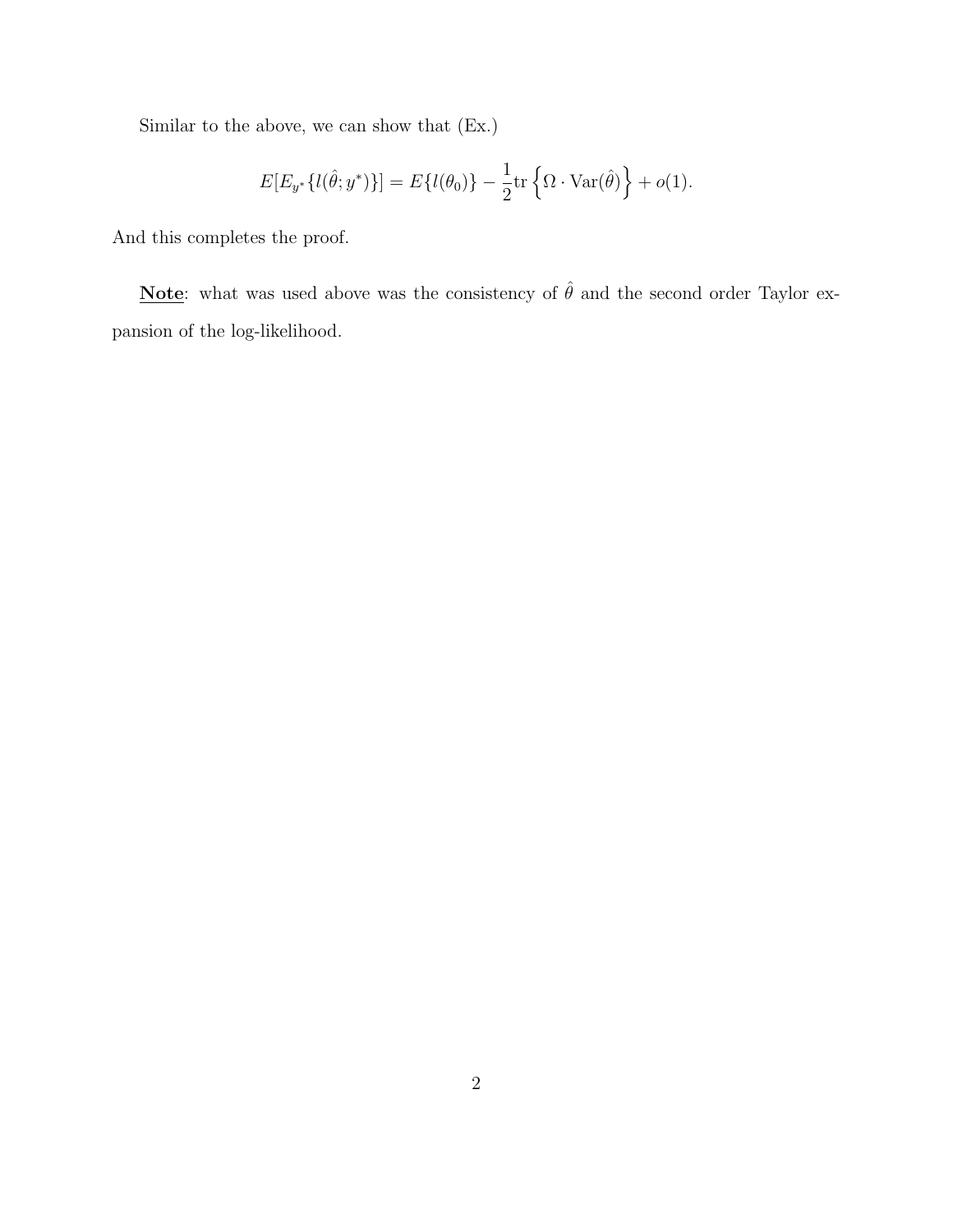Similar to the above, we can show that (Ex.)

$$E[E_{y^*}\{l(\hat{\theta}; y^*)\}] = E\{l(\theta_0)\} - \frac{1}{2}\text{tr}\left\{\Omega \cdot \text{Var}(\hat{\theta})\right\} + o(1).$$

And this completes the proof.

**<u>Note</u>**: what was used above was the consistency of $\hat{\theta}$ and the second order Taylor expansion of the log-likelihood.